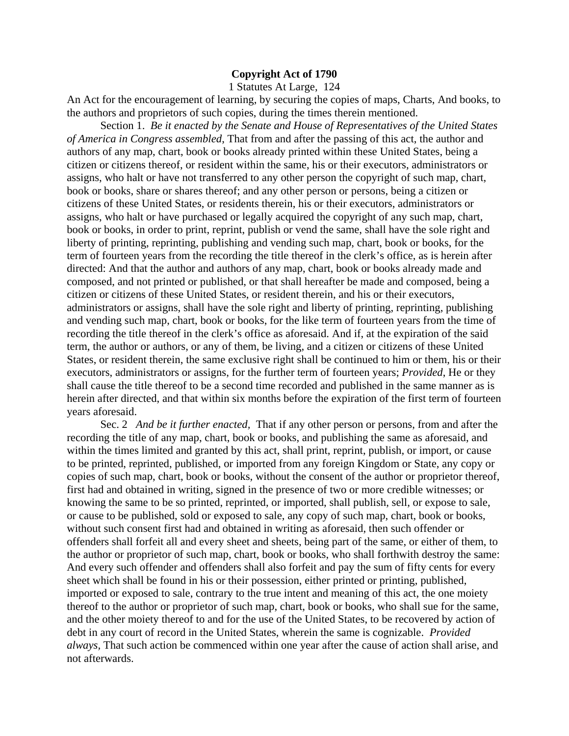# Copyright Act of 1790

1 Statutes At Large, 124

An Act for the encouragement of learning, by securing the copies of maps, Charts, And books, to the authors and proprietors of such copies, during the times therein mentioned.

Section 1. *Be it enacted by the Senate and House of Representatives of the United States of America in Congress assembled*, That from and after the passing of this act, the author and authors of any map, chart, book or books already printed within these United States, being a citizen or citizens thereof, or resident within the same, his or their executors, administrators or assigns, who halt or have not transferred to any other person the copyright of such map, chart, book or books, share or shares thereof; and any other person or persons, being a citizen or citizens of these United States, or residents therein, his or their executors, administrators or assigns, who halt or have purchased or legally acquired the copyright of any such map, chart, book or books, in order to print, reprint, publish or vend the same, shall have the sole right and liberty of printing, reprinting, publishing and vending such map, chart, book or books, for the term of fourteen years from the recording the title thereof in the clerk's office, as is herein after directed: And that the author and authors of any map, chart, book or books already made and composed, and not printed or published, or that shall hereafter be made and composed, being a citizen or citizens of these United States, or resident therein, and his or their executors, administrators or assigns, shall have the sole right and liberty of printing, reprinting, publishing and vending such map, chart, book or books, for the like term of fourteen years from the time of recording the title thereof in the clerk's office as aforesaid. And if, at the expiration of the said term, the author or authors, or any of them, be living, and a citizen or citizens of these United States, or resident therein, the same exclusive right shall be continued to him or them, his or their executors, administrators or assigns, for the further term of fourteen years; *Provided*, He or they shall cause the title thereof to be a second time recorded and published in the same manner as is herein after directed, and that within six months before the expiration of the first term of fourteen years aforesaid.

Sec. 2 *And be it further enacted,* That if any other person or persons, from and after the recording the title of any map, chart, book or books, and publishing the same as aforesaid, and within the times limited and granted by this act, shall print, reprint, publish, or import, or cause to be printed, reprinted, published, or imported from any foreign Kingdom or State, any copy or copies of such map, chart, book or books, without the consent of the author or proprietor thereof, first had and obtained in writing, signed in the presence of two or more credible witnesses; or knowing the same to be so printed, reprinted, or imported, shall publish, sell, or expose to sale, or cause to be published, sold or exposed to sale, any copy of such map, chart, book or books, without such consent first had and obtained in writing as aforesaid, then such offender or offenders shall forfeit all and every sheet and sheets, being part of the same, or either of them, to the author or proprietor of such map, chart, book or books, who shall forthwith destroy the same: And every such offender and offenders shall also forfeit and pay the sum of fifty cents for every sheet which shall be found in his or their possession, either printed or printing, published, imported or exposed to sale, contrary to the true intent and meaning of this act, the one moiety thereof to the author or proprietor of such map, chart, book or books, who shall sue for the same, and the other moiety thereof to and for the use of the United States, to be recovered by action of debt in any court of record in the United States, wherein the same is cognizable. *Provided always,* That such action be commenced within one year after the cause of action shall arise, and not afterwards.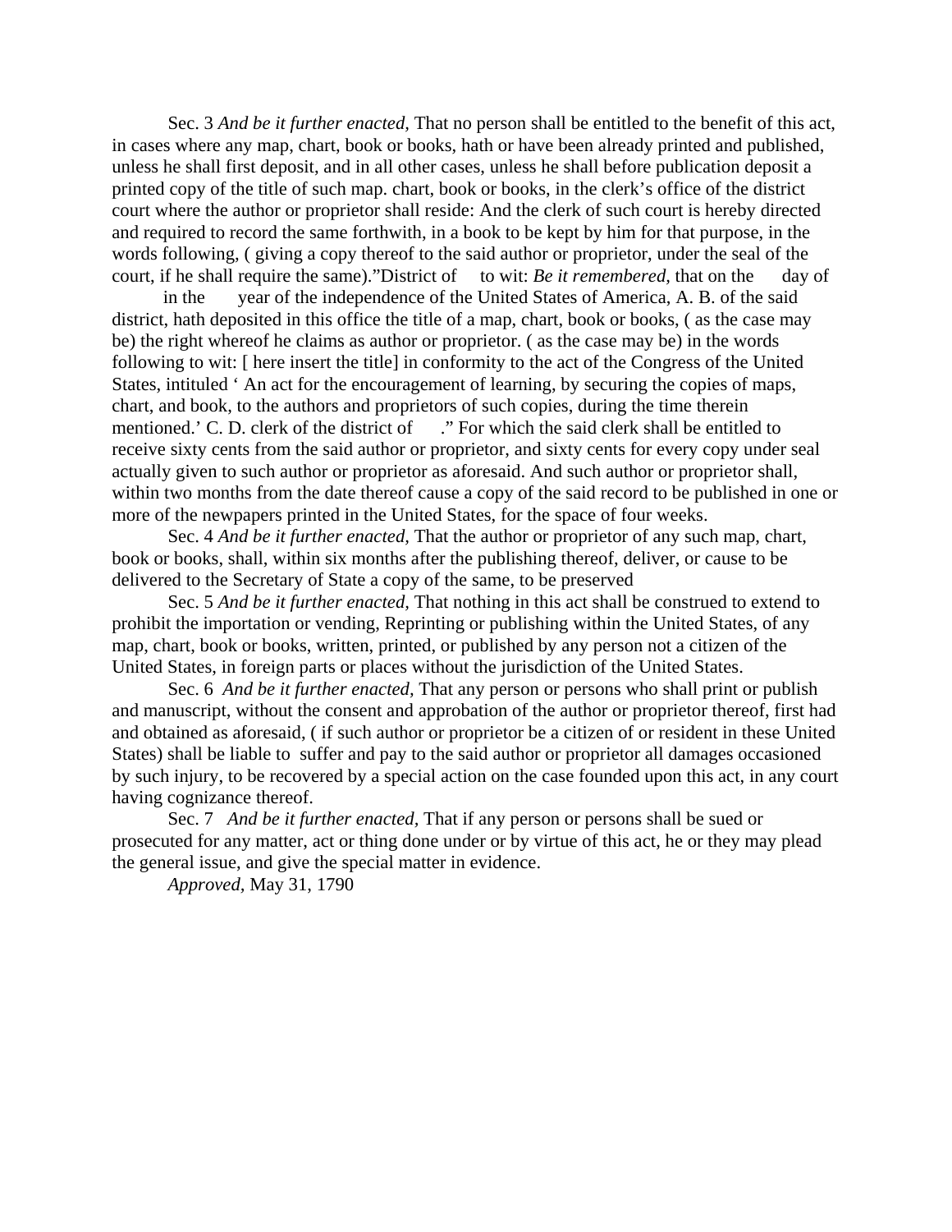Sec. 3 *And be it further enacted,* That no person shall be entitled to the benefit of this act, in cases where any map, chart, book or books, hath or have been already printed and published, unless he shall first deposit, and in all other cases, unless he shall before publication deposit a printed copy of the title of such map. chart, book or books, in the clerk's office of the district court where the author or proprietor shall reside: And the clerk of such court is hereby directed and required to record the same forthwith, in a book to be kept by him for that purpose, in the words following, ( giving a copy thereof to the said author or proprietor, under the seal of the court, if he shall require the same)."District of to wit: *Be it remembered,* that on the day of in the year of the independence of the United States of America, A. B. of the said district, hath deposited in this office the title of a map, chart, book or books, ( as the case may be) the right whereof he claims as author or proprietor. ( as the case may be) in the words following to wit: [ here insert the title] in conformity to the act of the Congress of the United States, intituled ' An act for the encouragement of learning, by securing the copies of maps, chart, and book, to the authors and proprietors of such copies, during the time therein mentioned.' C. D. clerk of the district of ." For which the said clerk shall be entitled to receive sixty cents from the said author or proprietor, and sixty cents for every copy under seal actually given to such author or proprietor as aforesaid. And such author or proprietor shall, within two months from the date thereof cause a copy of the said record to be published in one or more of the newpapers printed in the United States, for the space of four weeks.

Sec. 4 *And be it further enacted,* That the author or proprietor of any such map, chart, book or books, shall, within six months after the publishing thereof, deliver, or cause to be delivered to the Secretary of State a copy of the same, to be preserved

Sec. 5 *And be it further enacted,* That nothing in this act shall be construed to extend to prohibit the importation or vending, Reprinting or publishing within the United States, of any map, chart, book or books, written, printed, or published by any person not a citizen of the United States, in foreign parts or places without the jurisdiction of the United States.

Sec. 6 *And be it further enacted,* That any person or persons who shall print or publish and manuscript, without the consent and approbation of the author or proprietor thereof, first had and obtained as aforesaid, ( if such author or proprietor be a citizen of or resident in these United States) shall be liable to suffer and pay to the said author or proprietor all damages occasioned by such injury, to be recovered by a special action on the case founded upon this act, in any court having cognizance thereof.

Sec. 7 *And be it further enacted,* That if any person or persons shall be sued or prosecuted for any matter, act or thing done under or by virtue of this act, he or they may plead the general issue, and give the special matter in evidence.

*Approved,* May 31, 1790